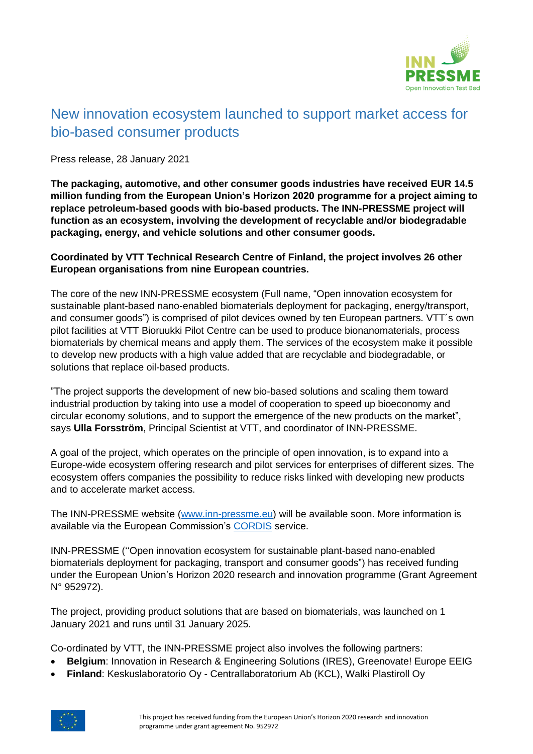# New innovation ecosystem launched to support market access for bio-based consumer products

Press release, 28 January 2021

**The packaging, automotive, and other consumer goods industries have received EUR 14.5 million funding from the European Union's Horizon 2020 programme for a project aiming to replace petroleum-based goods with bio-based products. The INN-PRESSME project will function as an ecosystem, involving the development of recyclable and/or biodegradable packaging, energy, and vehicle solutions and other consumer goods.**

**Coordinated by VTT Technical Research Centre of Finland, the project involves 26 other European organisations from nine European countries.**

The core of the new INN-PRESSME ecosystem (Full name, "Open innovation ecosystem for sustainable plant-based nano-enabled biomaterials deployment for packaging, energy/transport, and consumer goods") is comprised of pilot devices owned by ten European partners. VTT´s own pilot facilities at VTT Bioruukki Pilot Centre can be used to produce bionanomaterials, process biomaterials by chemical means and apply them. The services of the ecosystem make it possible to develop new products with a high value added that are recyclable and biodegradable, or solutions that replace oil-based products.

"The project supports the development of new bio-based solutions and scaling them toward industrial production by taking into use a model of cooperation to speed up bioeconomy and circular economy solutions, and to support the emergence of the new products on the market", says **Ulla Forsström**, Principal Scientist at VTT, and coordinator of INN-PRESSME.

A goal of the project, which operates on the principle of open innovation, is to expand into a Europe-wide ecosystem offering research and pilot services for enterprises of different sizes. The ecosystem offers companies the possibility to reduce risks linked with developing new products and to accelerate market access.

The INN-PRESSME website (www.inn-pressme.eu) will be available soon. More information is available via the European Commission's CORDIS service.

INN-PRESSME (''Open innovation ecosystem for sustainable plant-based nano-enabled biomaterials deployment for packaging, transport and consumer goods") has received funding under the European Union's Horizon 2020 research and innovation programme (Grant Agreement N° 952972).

The project, providing product solutions that are based on biomaterials, was launched on 1 January 2021 and runs until 31 January 2025.

Co-ordinated by VTT, the INN-PRESSME project also involves the following partners:

- **Belgium**: Innovation in Research & Engineering Solutions (IRES), Greenovate! Europe EEIG
- **Finland**: Keskuslaboratorio Oy - Centrallaboratorium Ab (KCL), Walki Plastiroll Oy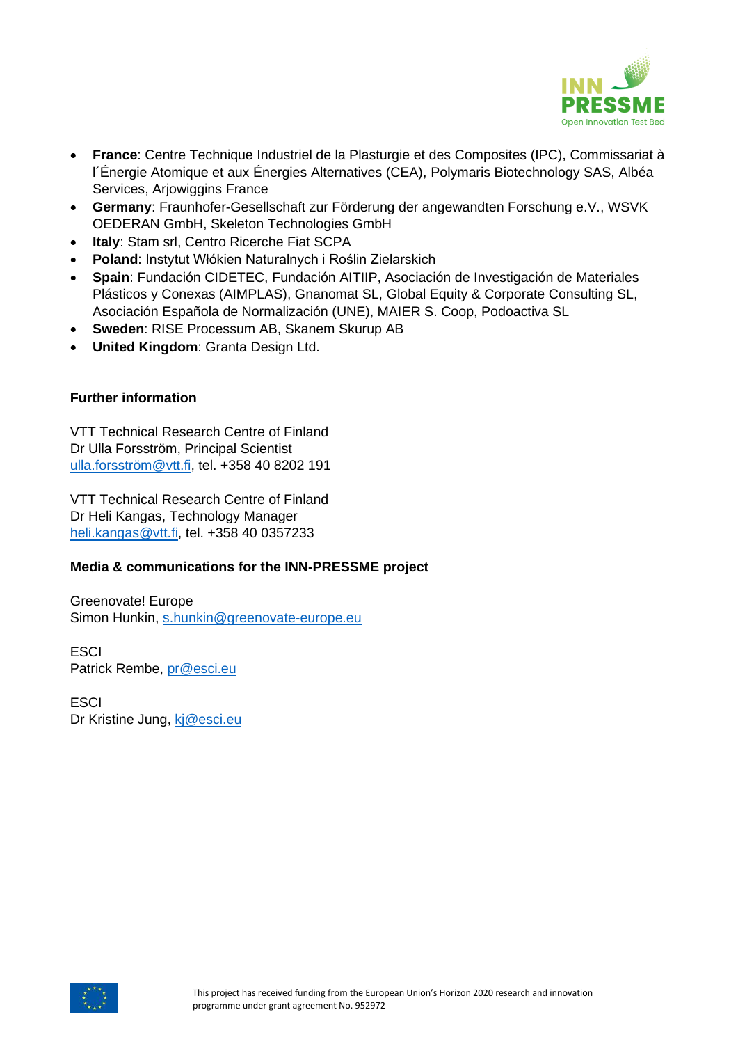- **France**: Centre Technique Industriel de la Plasturgie et des Composites (IPC), Commissariat à l´Énergie Atomique et aux Énergies Alternatives (CEA), Polymaris Biotechnology SAS, Albéa Services, Arjowiggins France
- **Germany**: Fraunhofer-Gesellschaft zur Förderung der angewandten Forschung e.V., WSVK OEDERAN GmbH, Skeleton Technologies GmbH
- **Italy**: Stam srl, Centro Ricerche Fiat SCPA
- **Poland**: Instytut Włókien Naturalnych i Roślin Zielarskich
- **Spain**: Fundación CIDETEC, Fundación AITIIP, Asociación de Investigación de Materiales Plásticos y Conexas (AIMPLAS), Gnanomat SL, Global Equity & Corporate Consulting SL, Asociación Española de Normalización (UNE), MAIER S. Coop, Podoactiva SL
- **Sweden**: RISE Processum AB, Skanem Skurup AB
- **United Kingdom**: Granta Design Ltd.

**Further information**

VTT Technical Research Centre of Finland
Dr Ulla Forsström, Principal Scientist
ulla.forsström@vtt.fi, tel. +358 40 8202 191

VTT Technical Research Centre of Finland
Dr Heli Kangas, Technology Manager
heli.kangas@vtt.fi, tel. +358 40 0357233

**Media & communications for the INN-PRESSME project**

Greenovate! Europe
Simon Hunkin, s.hunkin@greenovate-europe.eu

ESCI
Patrick Rembe, pr@esci.eu

ESCI
Dr Kristine Jung, kj@esci.eu

This project has received funding from the European Union's Horizon 2020 research and innovation programme under grant agreement No. 952972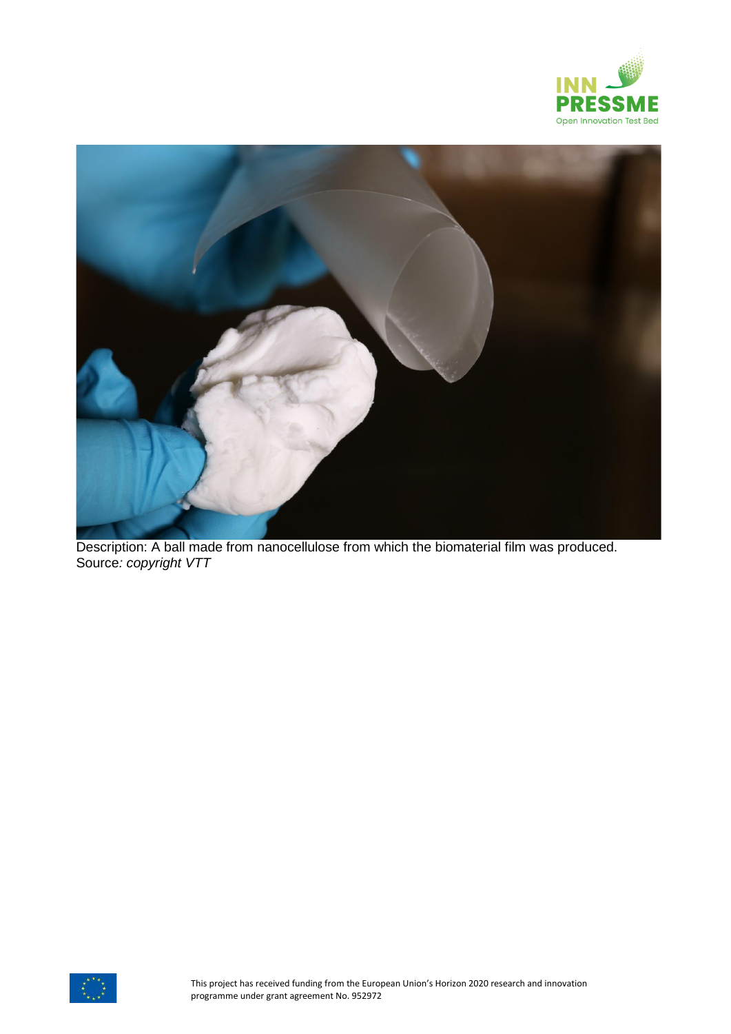Description: A ball made from nanocellulose from which the biomaterial film was produced.
Source*: copyright VTT*